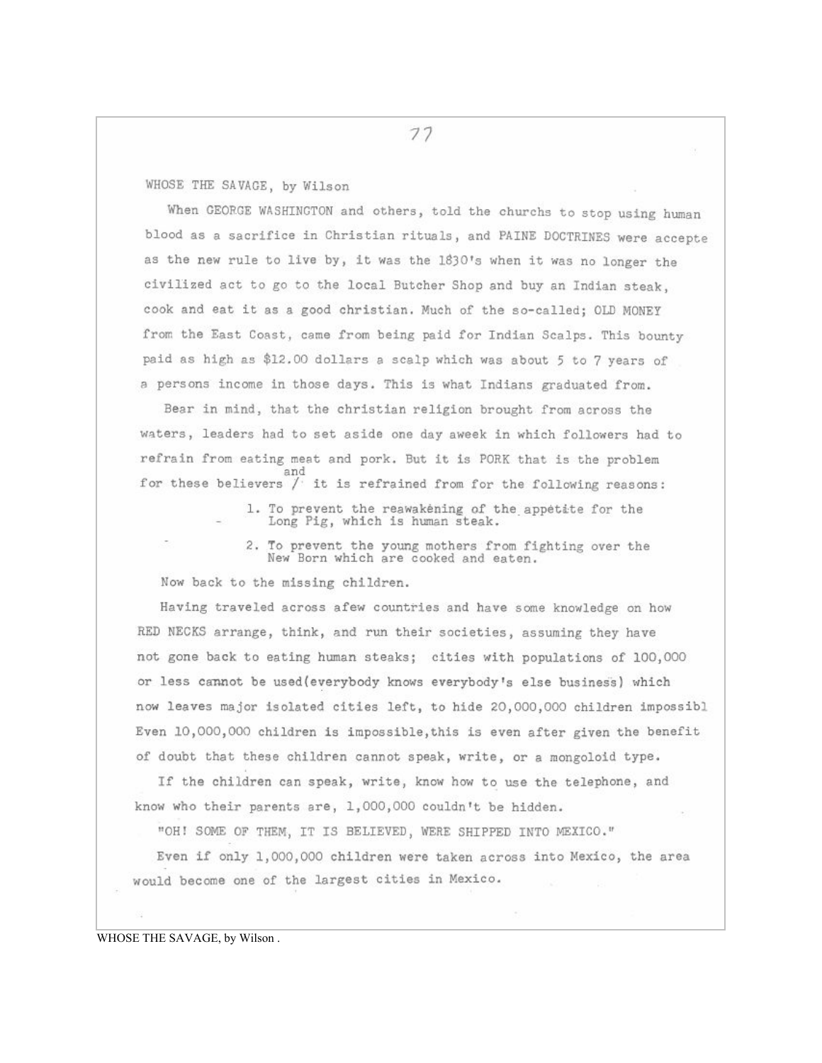WHOSE THE SAVAGE, by Wilson

When GEORGE WASHINGTON and others, told the churchs to stop using human blood as a sacrifice in Christian rituals, and PAINE DOCTRINES were accepte as the new rule to live by, it was the 1830's when it was no longer the civilized act to go to the local Butcher Shop and buy an Indian steak, cook and eat it as a good christian. Much of the so-called; OLD MONEY from the East Coast, came from being paid for Indian Scalps. This bounty paid as high as $12.00 dollars a scalp which was about 5 to 7 years of a persons income in those days. This is what Indians graduated from.

Bear in mind, that the christian religion brought from across the waters, leaders had to set aside one day aweek in which followers had to refrain from eating meat and pork. But it is PORK that is the problem for these believers / and it is refrained from for the following reasons:

1. To prevent the reawakening of the appetite for the Long Pig, which is human steak.
2. To prevent the young mothers from fighting over the New Born which are cooked and eaten.

Now back to the missing children.

Having traveled across afew countries and have some knowledge on how RED NECKS arrange, think, and run their societies, assuming they have not gone back to eating human steaks; cities with populations of 100,000 or less cannot be used(everybody knows everybody's else business) which now leaves major isolated cities left, to hide 20,000,000 children impossibl Even 10,000,000 children is impossible,this is even after given the benefit of doubt that these children cannot speak, write, or a mongoloid type.

If the children can speak, write, know how to use the telephone, and know who their parents are, 1,000,000 couldn't be hidden.

"OH! SOME OF THEM, IT IS BELIEVED, WERE SHIPPED INTO MEXICO."

Even if only 1,000,000 children were taken across into Mexico, the area would become one of the largest cities in Mexico.

WHOSE THE SAVAGE, by Wilson .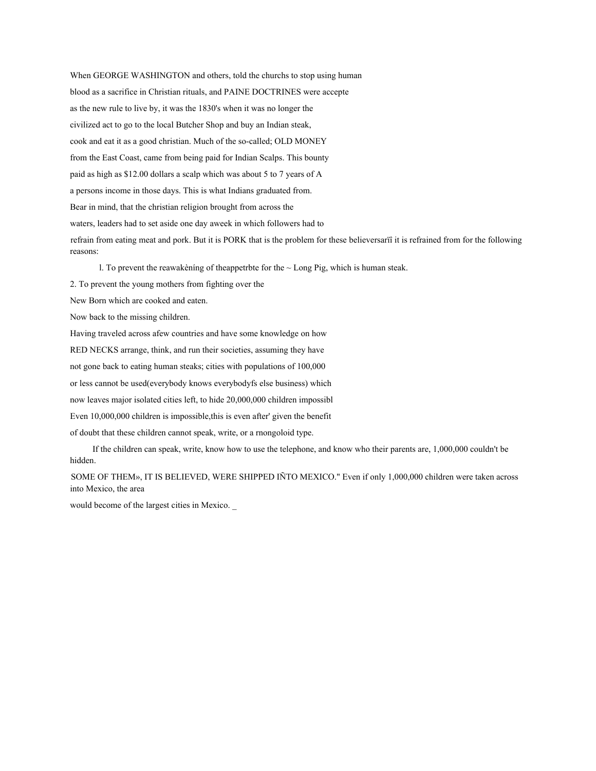When GEORGE WASHINGTON and others, told the churchs to stop using human blood as a sacrifice in Christian rituals, and PAINE DOCTRINES were accepte as the new rule to live by, it was the 1830's when it was no longer the civilized act to go to the local Butcher Shop and buy an Indian steak, cook and eat it as a good christian. Much of the so-called; OLD MONEY from the East Coast, came from being paid for Indian Scalps. This bounty paid as high as $12.00 dollars a scalp which was about 5 to 7 years of A a persons income in those days. This is what Indians graduated from. Bear in mind, that the christian religion brought from across the waters, leaders had to set aside one day aweek in which followers had to refrain from eating meat and pork. But it is PORK that is the problem for these believersarî̂ it is refrained from for the following reasons:

l. To prevent the reawakèníng of theappetrbte for the ~ Long Pig, which is human steak.

2. To prevent the young mothers from fighting over the New Born which are cooked and eaten.

Now back to the missing children.

Having traveled across afew countries and have some knowledge on how RED NECKS arrange, think, and run their societies, assuming they have not gone back to eating human steaks; cities with populations of 100,000 or less cannot be used(everybody knows everybodyfs else business) which now leaves major isolated cities left, to hide 20,000,000 children impossibl Even 10,000,000 children is impossible,this is even after' given the benefit of doubt that these children cannot speak, write, or a rnongoloid type.

If the children can speak, write, know how to use the telephone, and know who their parents are, 1,000,000 couldn't be hidden.

SOME OF THEM», IT IS BELIEVED, WERE SHIPPED IÑTO MEXICO." Even if only 1,000,000 children were taken across into Mexico, the area would become of the largest cities in Mexico. _